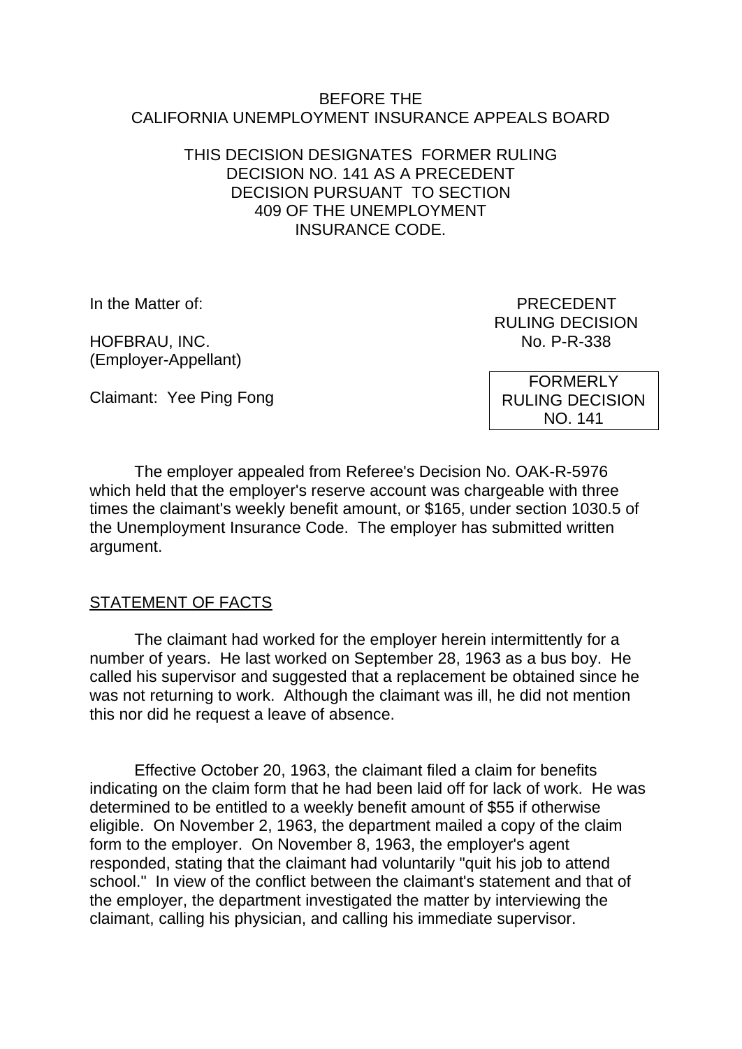BEFORE THE
CALIFORNIA UNEMPLOYMENT INSURANCE APPEALS BOARD

THIS DECISION DESIGNATES FORMER RULING DECISION NO. 141 AS A PRECEDENT DECISION PURSUANT TO SECTION 409 OF THE UNEMPLOYMENT INSURANCE CODE.

In the Matter of:

HOFBRAU, INC.
(Employer-Appellant)

Claimant: Yee Ping Fong

PRECEDENT
RULING DECISION
No. P-R-338

FORMERLY
RULING DECISION
NO. 141

The employer appealed from Referee's Decision No. OAK-R-5976 which held that the employer's reserve account was chargeable with three times the claimant's weekly benefit amount, or $165, under section 1030.5 of the Unemployment Insurance Code. The employer has submitted written argument.

## STATEMENT OF FACTS

The claimant had worked for the employer herein intermittently for a number of years. He last worked on September 28, 1963 as a bus boy. He called his supervisor and suggested that a replacement be obtained since he was not returning to work. Although the claimant was ill, he did not mention this nor did he request a leave of absence.

Effective October 20, 1963, the claimant filed a claim for benefits indicating on the claim form that he had been laid off for lack of work. He was determined to be entitled to a weekly benefit amount of $55 if otherwise eligible. On November 2, 1963, the department mailed a copy of the claim form to the employer. On November 8, 1963, the employer's agent responded, stating that the claimant had voluntarily "quit his job to attend school." In view of the conflict between the claimant's statement and that of the employer, the department investigated the matter by interviewing the claimant, calling his physician, and calling his immediate supervisor.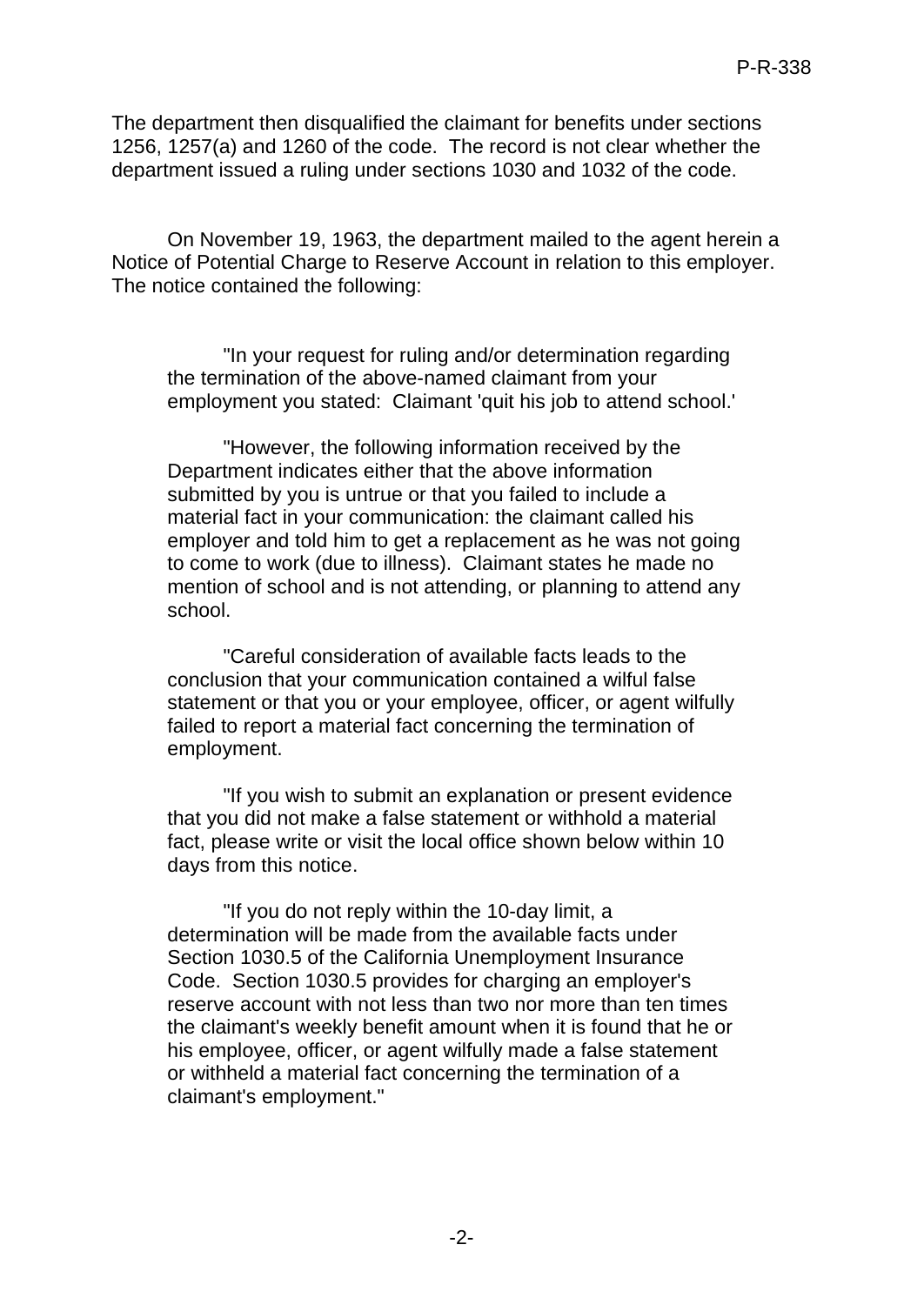The department then disqualified the claimant for benefits under sections 1256, 1257(a) and 1260 of the code. The record is not clear whether the department issued a ruling under sections 1030 and 1032 of the code.

On November 19, 1963, the department mailed to the agent herein a Notice of Potential Charge to Reserve Account in relation to this employer. The notice contained the following:

> "In your request for ruling and/or determination regarding the termination of the above-named claimant from your employment you stated: Claimant 'quit his job to attend school.'
>
> "However, the following information received by the Department indicates either that the above information submitted by you is untrue or that you failed to include a material fact in your communication: the claimant called his employer and told him to get a replacement as he was not going to come to work (due to illness). Claimant states he made no mention of school and is not attending, or planning to attend any school.
>
> "Careful consideration of available facts leads to the conclusion that your communication contained a wilful false statement or that you or your employee, officer, or agent wilfully failed to report a material fact concerning the termination of employment.
>
> "If you wish to submit an explanation or present evidence that you did not make a false statement or withhold a material fact, please write or visit the local office shown below within 10 days from this notice.
>
> "If you do not reply within the 10-day limit, a determination will be made from the available facts under Section 1030.5 of the California Unemployment Insurance Code. Section 1030.5 provides for charging an employer's reserve account with not less than two nor more than ten times the claimant's weekly benefit amount when it is found that he or his employee, officer, or agent wilfully made a false statement or withheld a material fact concerning the termination of a claimant's employment."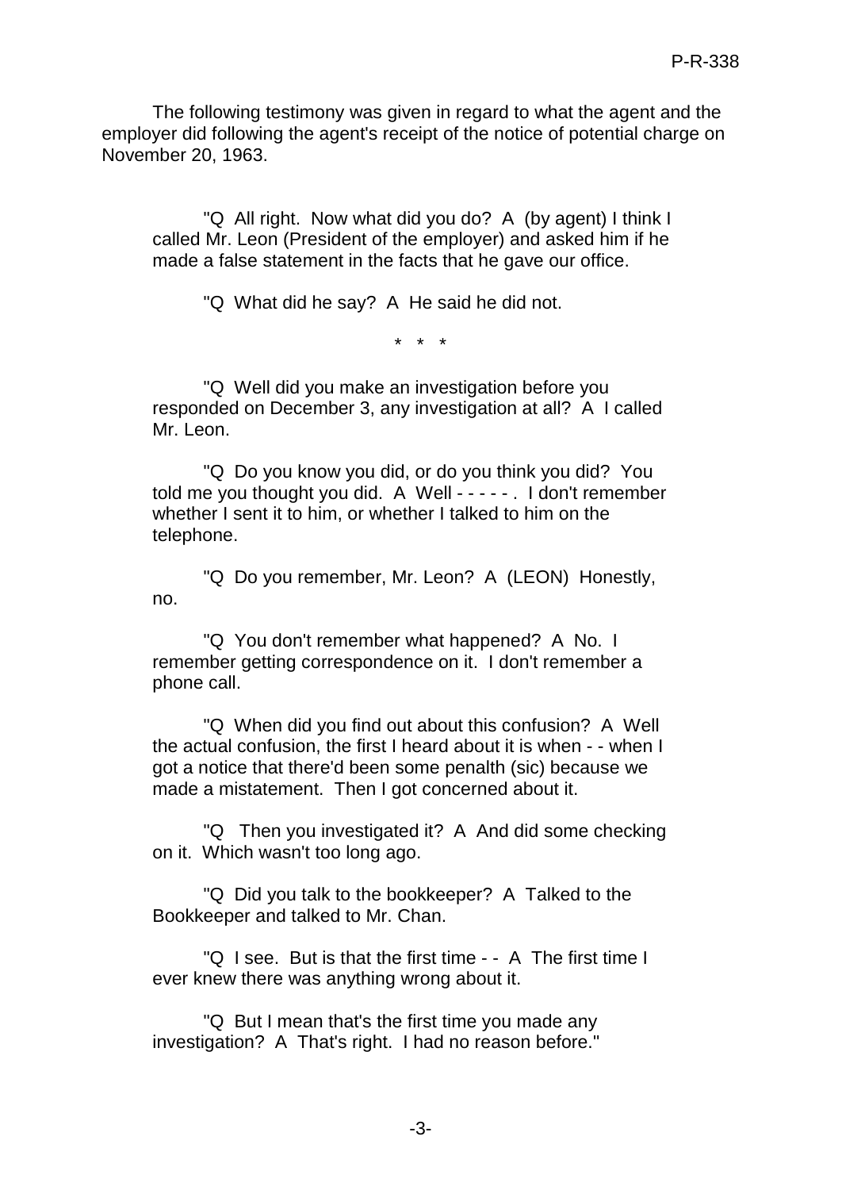The following testimony was given in regard to what the agent and the employer did following the agent's receipt of the notice of potential charge on November 20, 1963.

> "Q All right. Now what did you do? A (by agent) I think I called Mr. Leon (President of the employer) and asked him if he made a false statement in the facts that he gave our office.
>
> "Q What did he say? A He said he did not.
>
> \* \* \*
>
> "Q Well did you make an investigation before you responded on December 3, any investigation at all? A I called Mr. Leon.
>
> "Q Do you know you did, or do you think you did? You told me you thought you did. A Well - - - - - . I don't remember whether I sent it to him, or whether I talked to him on the telephone.
>
> "Q Do you remember, Mr. Leon? A (LEON) Honestly, no.
>
> "Q You don't remember what happened? A No. I remember getting correspondence on it. I don't remember a phone call.
>
> "Q When did you find out about this confusion? A Well the actual confusion, the first I heard about it is when - - when I got a notice that there'd been some penalth (sic) because we made a mistatement. Then I got concerned about it.
>
> "Q Then you investigated it? A And did some checking on it. Which wasn't too long ago.
>
> "Q Did you talk to the bookkeeper? A Talked to the Bookkeeper and talked to Mr. Chan.
>
> "Q I see. But is that the first time - - A The first time I ever knew there was anything wrong about it.
>
> "Q But I mean that's the first time you made any investigation? A That's right. I had no reason before."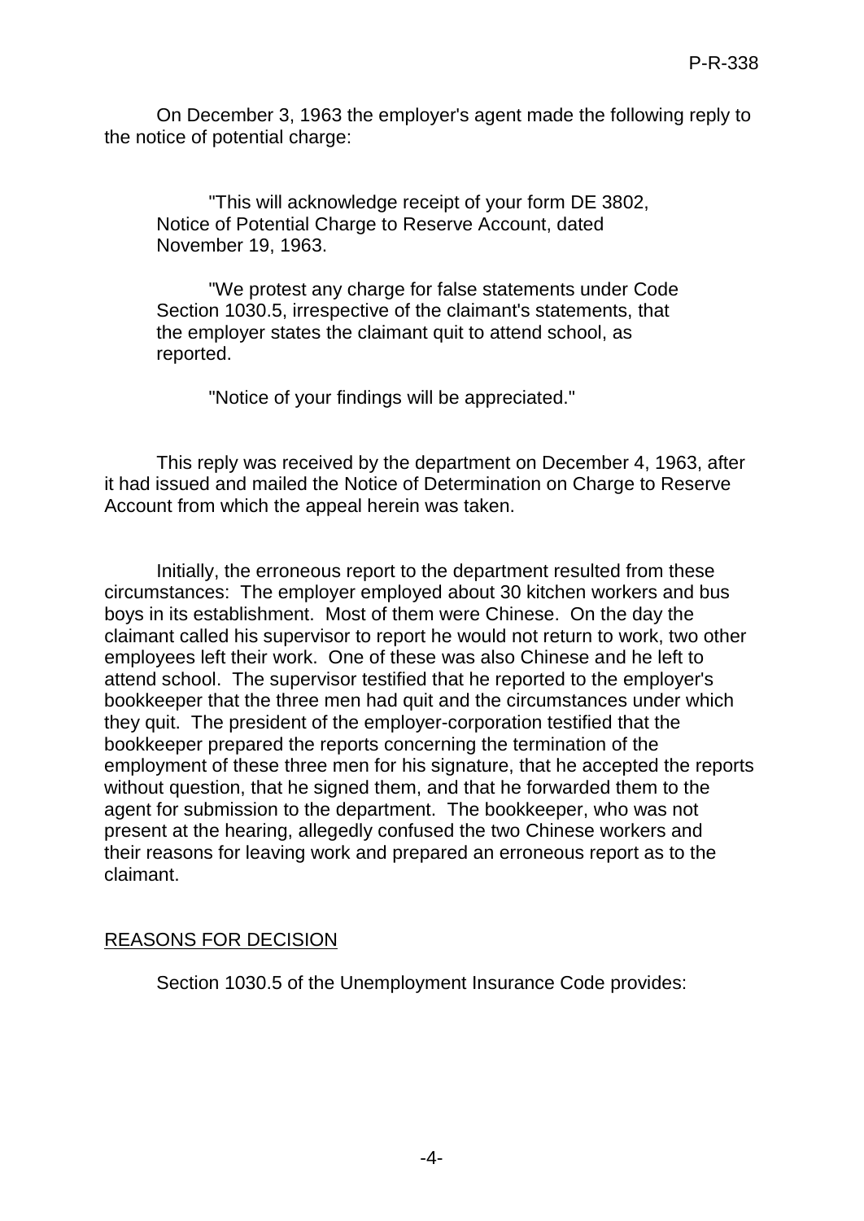On December 3, 1963 the employer's agent made the following reply to the notice of potential charge:

> "This will acknowledge receipt of your form DE 3802, Notice of Potential Charge to Reserve Account, dated November 19, 1963.
>
> "We protest any charge for false statements under Code Section 1030.5, irrespective of the claimant's statements, that the employer states the claimant quit to attend school, as reported.
>
> "Notice of your findings will be appreciated."

This reply was received by the department on December 4, 1963, after it had issued and mailed the Notice of Determination on Charge to Reserve Account from which the appeal herein was taken.

Initially, the erroneous report to the department resulted from these circumstances: The employer employed about 30 kitchen workers and bus boys in its establishment. Most of them were Chinese. On the day the claimant called his supervisor to report he would not return to work, two other employees left their work. One of these was also Chinese and he left to attend school. The supervisor testified that he reported to the employer's bookkeeper that the three men had quit and the circumstances under which they quit. The president of the employer-corporation testified that the bookkeeper prepared the reports concerning the termination of the employment of these three men for his signature, that he accepted the reports without question, that he signed them, and that he forwarded them to the agent for submission to the department. The bookkeeper, who was not present at the hearing, allegedly confused the two Chinese workers and their reasons for leaving work and prepared an erroneous report as to the claimant.

## REASONS FOR DECISION

Section 1030.5 of the Unemployment Insurance Code provides: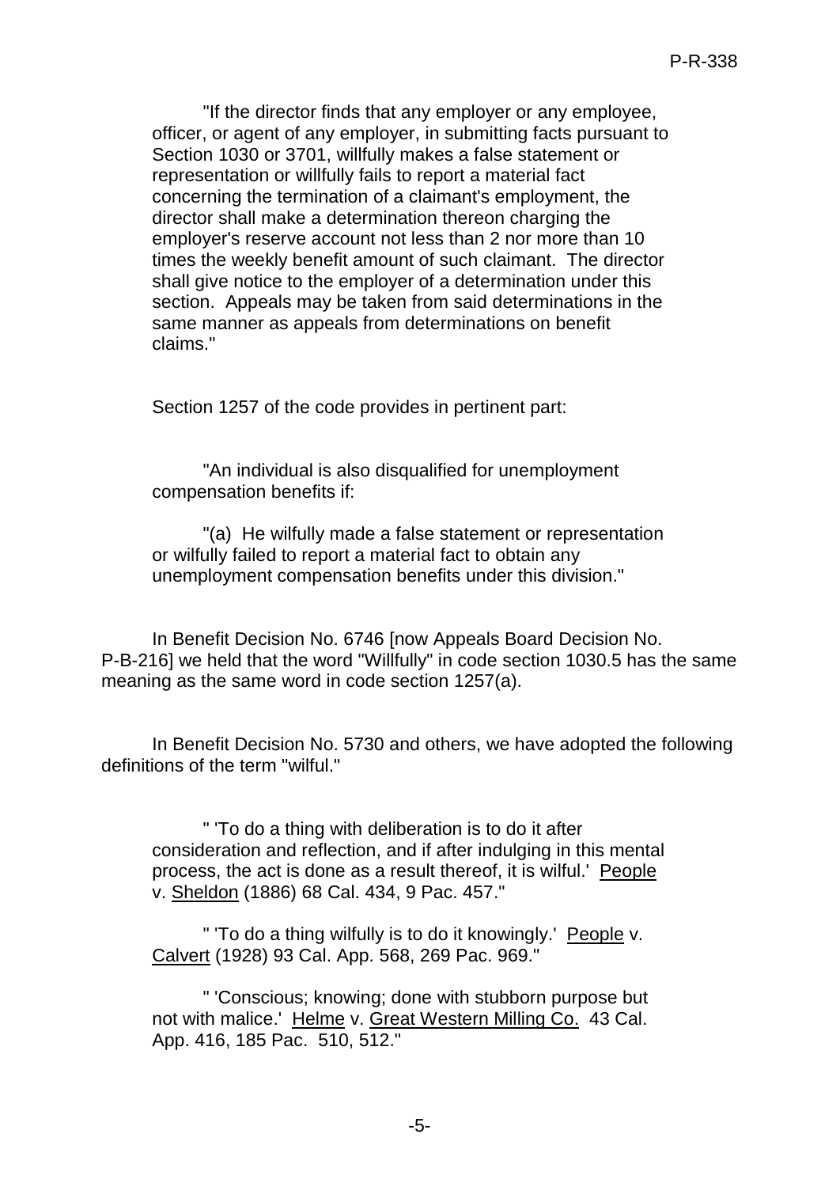> "If the director finds that any employer or any employee, officer, or agent of any employer, in submitting facts pursuant to Section 1030 or 3701, willfully makes a false statement or representation or willfully fails to report a material fact concerning the termination of a claimant's employment, the director shall make a determination thereon charging the employer's reserve account not less than 2 nor more than 10 times the weekly benefit amount of such claimant. The director shall give notice to the employer of a determination under this section. Appeals may be taken from said determinations in the same manner as appeals from determinations on benefit claims."

Section 1257 of the code provides in pertinent part:

> "An individual is also disqualified for unemployment compensation benefits if:
>
> "(a) He wilfully made a false statement or representation or wilfully failed to report a material fact to obtain any unemployment compensation benefits under this division."

In Benefit Decision No. 6746 [now Appeals Board Decision No. P-B-216] we held that the word "Willfully" in code section 1030.5 has the same meaning as the same word in code section 1257(a).

In Benefit Decision No. 5730 and others, we have adopted the following definitions of the term "wilful."

> " 'To do a thing with deliberation is to do it after consideration and reflection, and if after indulging in this mental process, the act is done as a result thereof, it is wilful.' People v. Sheldon (1886) 68 Cal. 434, 9 Pac. 457."
>
> " 'To do a thing wilfully is to do it knowingly.' People v. Calvert (1928) 93 Cal. App. 568, 269 Pac. 969."
>
> " 'Conscious; knowing; done with stubborn purpose but not with malice.' Helme v. Great Western Milling Co. 43 Cal. App. 416, 185 Pac. 510, 512."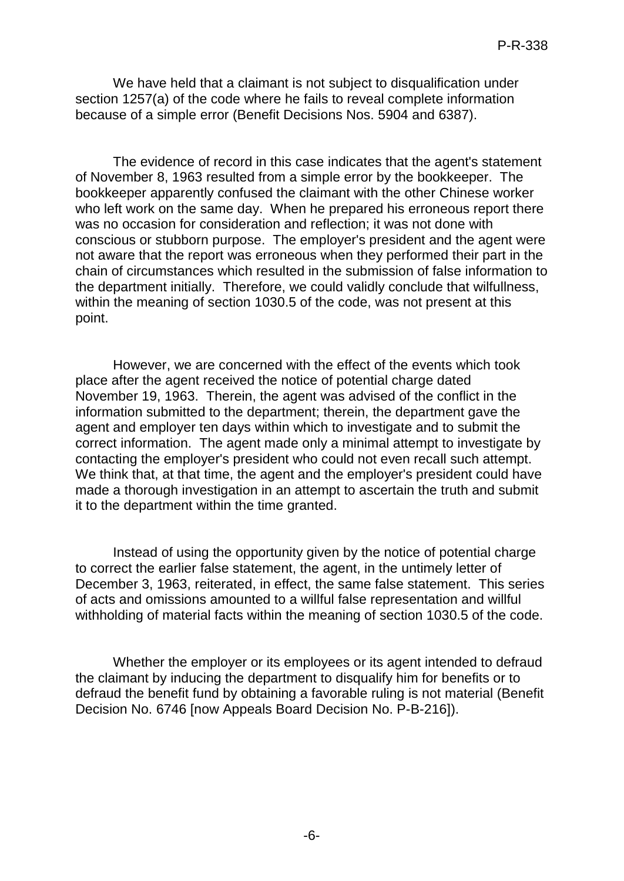We have held that a claimant is not subject to disqualification under section 1257(a) of the code where he fails to reveal complete information because of a simple error (Benefit Decisions Nos. 5904 and 6387).

The evidence of record in this case indicates that the agent's statement of November 8, 1963 resulted from a simple error by the bookkeeper. The bookkeeper apparently confused the claimant with the other Chinese worker who left work on the same day. When he prepared his erroneous report there was no occasion for consideration and reflection; it was not done with conscious or stubborn purpose. The employer's president and the agent were not aware that the report was erroneous when they performed their part in the chain of circumstances which resulted in the submission of false information to the department initially. Therefore, we could validly conclude that wilfullness, within the meaning of section 1030.5 of the code, was not present at this point.

However, we are concerned with the effect of the events which took place after the agent received the notice of potential charge dated November 19, 1963. Therein, the agent was advised of the conflict in the information submitted to the department; therein, the department gave the agent and employer ten days within which to investigate and to submit the correct information. The agent made only a minimal attempt to investigate by contacting the employer's president who could not even recall such attempt. We think that, at that time, the agent and the employer's president could have made a thorough investigation in an attempt to ascertain the truth and submit it to the department within the time granted.

Instead of using the opportunity given by the notice of potential charge to correct the earlier false statement, the agent, in the untimely letter of December 3, 1963, reiterated, in effect, the same false statement. This series of acts and omissions amounted to a willful false representation and willful withholding of material facts within the meaning of section 1030.5 of the code.

Whether the employer or its employees or its agent intended to defraud the claimant by inducing the department to disqualify him for benefits or to defraud the benefit fund by obtaining a favorable ruling is not material (Benefit Decision No. 6746 [now Appeals Board Decision No. P-B-216]).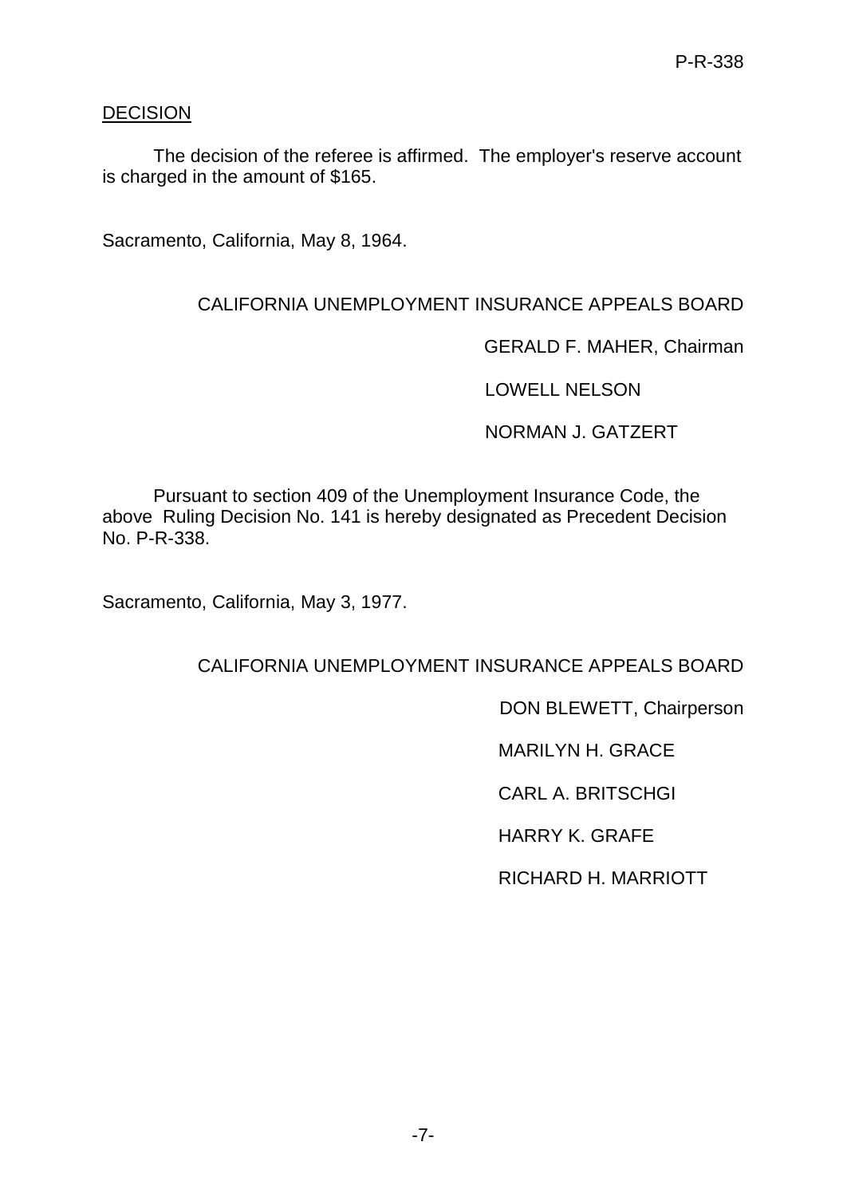DECISION

The decision of the referee is affirmed. The employer's reserve account is charged in the amount of $165.

Sacramento, California, May 8, 1964.

CALIFORNIA UNEMPLOYMENT INSURANCE APPEALS BOARD

GERALD F. MAHER, Chairman

LOWELL NELSON

NORMAN J. GATZERT

Pursuant to section 409 of the Unemployment Insurance Code, the above Ruling Decision No. 141 is hereby designated as Precedent Decision No. P-R-338.

Sacramento, California, May 3, 1977.

CALIFORNIA UNEMPLOYMENT INSURANCE APPEALS BOARD

DON BLEWETT, Chairperson

MARILYN H. GRACE

CARL A. BRITSCHGI

HARRY K. GRAFE

RICHARD H. MARRIOTT